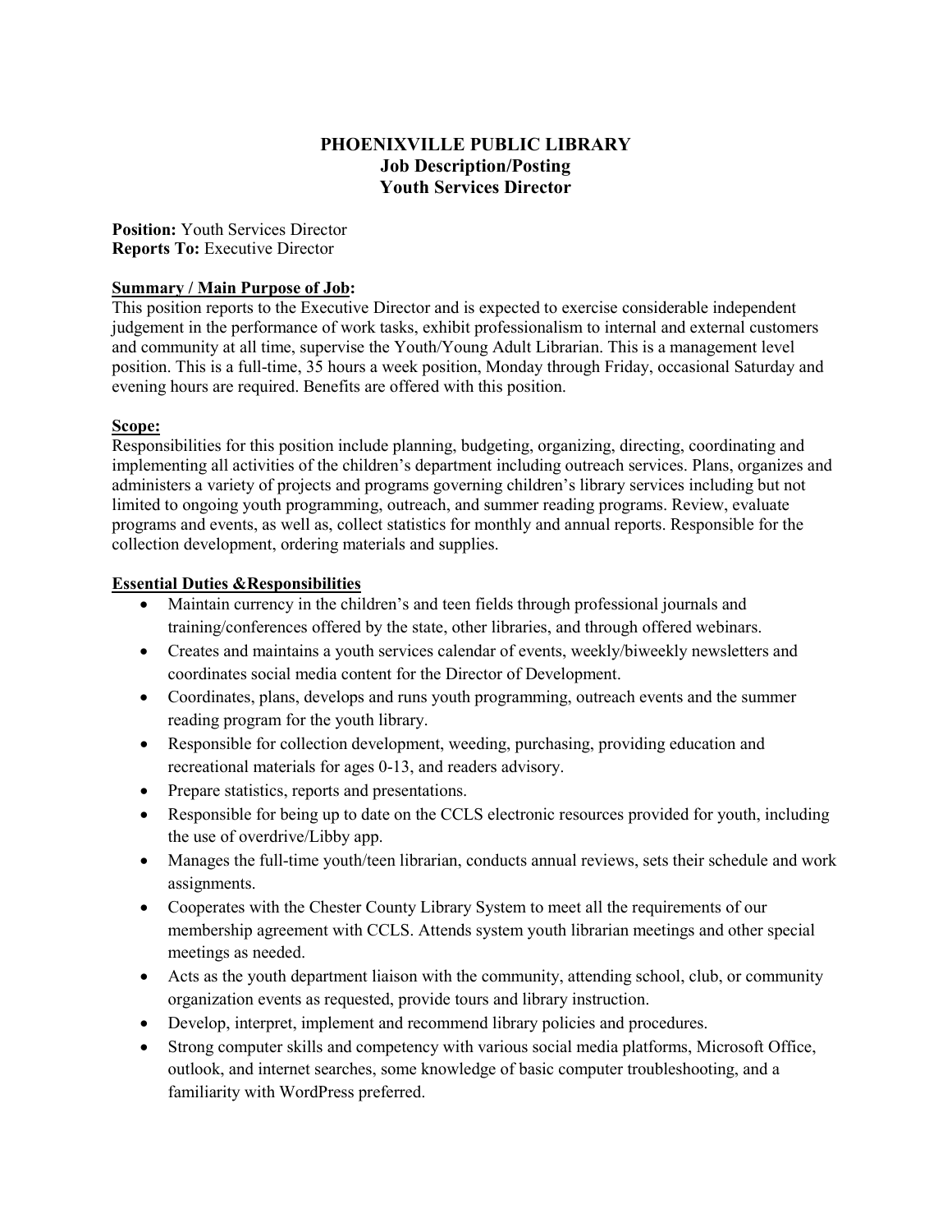# PHOENIXVILLE PUBLIC LIBRARY
## Job Description/Posting
## Youth Services Director

**Position:** Youth Services Director
**Reports To:** Executive Director

**Summary / Main Purpose of Job:**
This position reports to the Executive Director and is expected to exercise considerable independent judgement in the performance of work tasks, exhibit professionalism to internal and external customers and community at all time, supervise the Youth/Young Adult Librarian. This is a management level position. This is a full-time, 35 hours a week position, Monday through Friday, occasional Saturday and evening hours are required. Benefits are offered with this position.

**Scope:**
Responsibilities for this position include planning, budgeting, organizing, directing, coordinating and implementing all activities of the children's department including outreach services. Plans, organizes and administers a variety of projects and programs governing children's library services including but not limited to ongoing youth programming, outreach, and summer reading programs. Review, evaluate programs and events, as well as, collect statistics for monthly and annual reports. Responsible for the collection development, ordering materials and supplies.

**Essential Duties &Responsibilities**

- Maintain currency in the children's and teen fields through professional journals and training/conferences offered by the state, other libraries, and through offered webinars.
- Creates and maintains a youth services calendar of events, weekly/biweekly newsletters and coordinates social media content for the Director of Development.
- Coordinates, plans, develops and runs youth programming, outreach events and the summer reading program for the youth library.
- Responsible for collection development, weeding, purchasing, providing education and recreational materials for ages 0-13, and readers advisory.
- Prepare statistics, reports and presentations.
- Responsible for being up to date on the CCLS electronic resources provided for youth, including the use of overdrive/Libby app.
- Manages the full-time youth/teen librarian, conducts annual reviews, sets their schedule and work assignments.
- Cooperates with the Chester County Library System to meet all the requirements of our membership agreement with CCLS. Attends system youth librarian meetings and other special meetings as needed.
- Acts as the youth department liaison with the community, attending school, club, or community organization events as requested, provide tours and library instruction.
- Develop, interpret, implement and recommend library policies and procedures.
- Strong computer skills and competency with various social media platforms, Microsoft Office, outlook, and internet searches, some knowledge of basic computer troubleshooting, and a familiarity with WordPress preferred.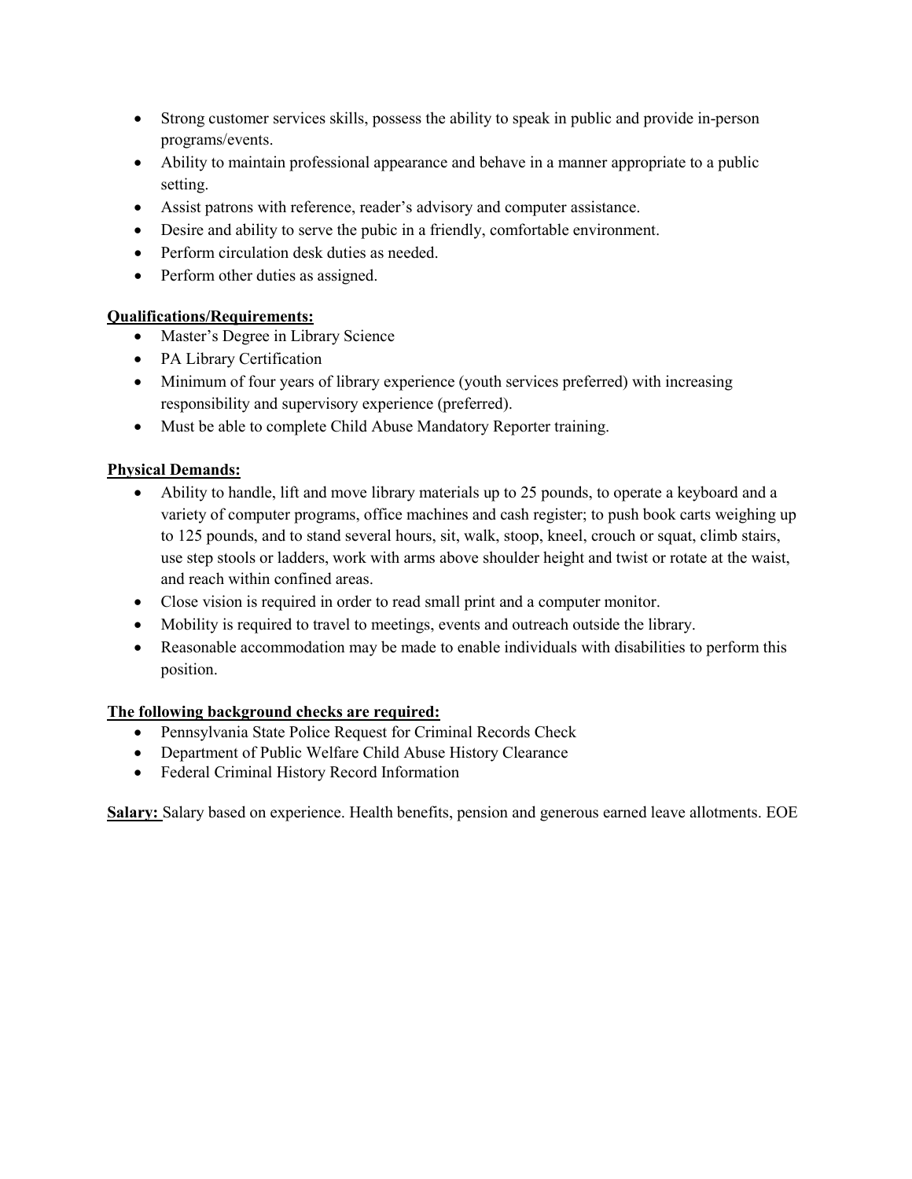- Strong customer services skills, possess the ability to speak in public and provide in-person programs/events.
- Ability to maintain professional appearance and behave in a manner appropriate to a public setting.
- Assist patrons with reference, reader's advisory and computer assistance.
- Desire and ability to serve the pubic in a friendly, comfortable environment.
- Perform circulation desk duties as needed.
- Perform other duties as assigned.

**Qualifications/Requirements:**

- Master's Degree in Library Science
- PA Library Certification
- Minimum of four years of library experience (youth services preferred) with increasing responsibility and supervisory experience (preferred).
- Must be able to complete Child Abuse Mandatory Reporter training.

**Physical Demands:**

- Ability to handle, lift and move library materials up to 25 pounds, to operate a keyboard and a variety of computer programs, office machines and cash register; to push book carts weighing up to 125 pounds, and to stand several hours, sit, walk, stoop, kneel, crouch or squat, climb stairs, use step stools or ladders, work with arms above shoulder height and twist or rotate at the waist, and reach within confined areas.
- Close vision is required in order to read small print and a computer monitor.
- Mobility is required to travel to meetings, events and outreach outside the library.
- Reasonable accommodation may be made to enable individuals with disabilities to perform this position.

**The following background checks are required:**

- Pennsylvania State Police Request for Criminal Records Check
- Department of Public Welfare Child Abuse History Clearance
- Federal Criminal History Record Information

**Salary:** Salary based on experience. Health benefits, pension and generous earned leave allotments. EOE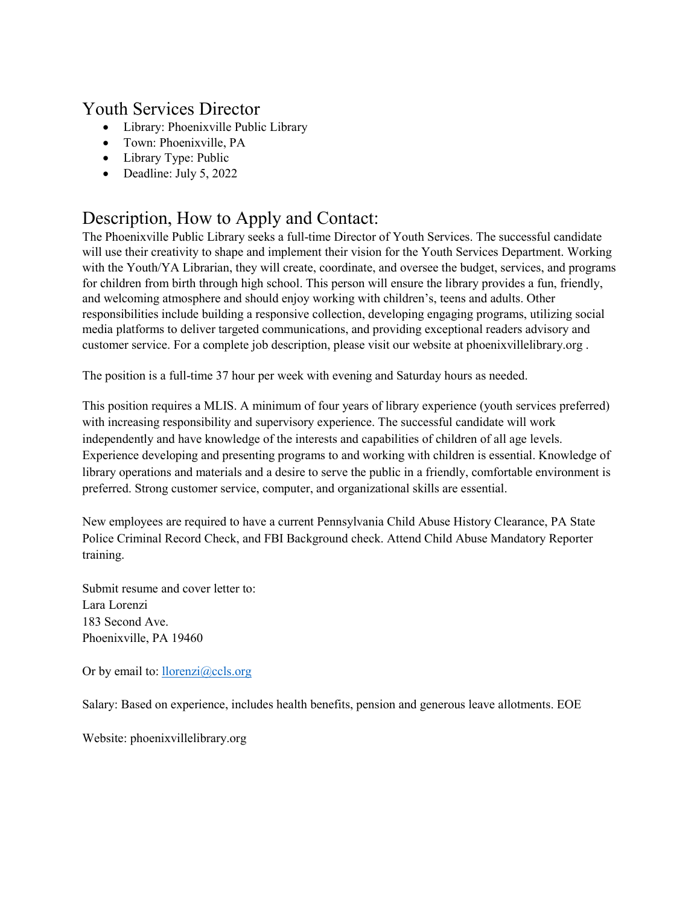## Youth Services Director

- Library: Phoenixville Public Library
- Town: Phoenixville, PA
- Library Type: Public
- Deadline: July 5, 2022

## Description, How to Apply and Contact:

The Phoenixville Public Library seeks a full-time Director of Youth Services. The successful candidate will use their creativity to shape and implement their vision for the Youth Services Department. Working with the Youth/YA Librarian, they will create, coordinate, and oversee the budget, services, and programs for children from birth through high school. This person will ensure the library provides a fun, friendly, and welcoming atmosphere and should enjoy working with children's, teens and adults. Other responsibilities include building a responsive collection, developing engaging programs, utilizing social media platforms to deliver targeted communications, and providing exceptional readers advisory and customer service. For a complete job description, please visit our website at phoenixvillelibrary.org .

The position is a full-time 37 hour per week with evening and Saturday hours as needed.

This position requires a MLIS. A minimum of four years of library experience (youth services preferred) with increasing responsibility and supervisory experience. The successful candidate will work independently and have knowledge of the interests and capabilities of children of all age levels. Experience developing and presenting programs to and working with children is essential. Knowledge of library operations and materials and a desire to serve the public in a friendly, comfortable environment is preferred. Strong customer service, computer, and organizational skills are essential.

New employees are required to have a current Pennsylvania Child Abuse History Clearance, PA State Police Criminal Record Check, and FBI Background check. Attend Child Abuse Mandatory Reporter training.

Submit resume and cover letter to:
Lara Lorenzi
183 Second Ave.
Phoenixville, PA 19460

Or by email to: llorenzi@ccls.org

Salary: Based on experience, includes health benefits, pension and generous leave allotments. EOE

Website: phoenixvillelibrary.org